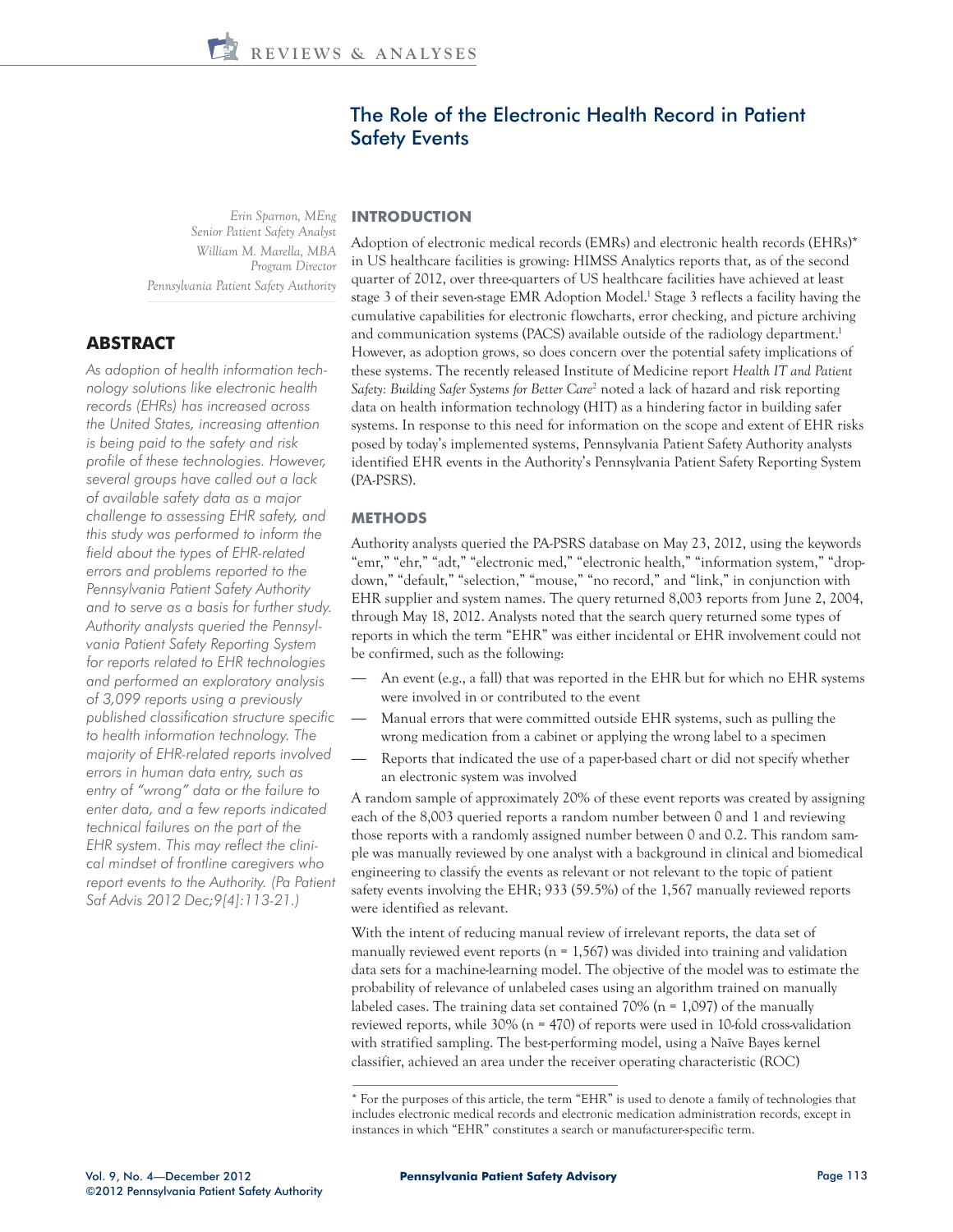# The Role of the Electronic Health Record in Patient Safety Events

*Erin Sparnon, MEng*
*Senior Patient Safety Analyst*
*William M. Marella, MBA*
*Program Director*
*Pennsylvania Patient Safety Authority*

## ABSTRACT

*As adoption of health information technology solutions like electronic health records (EHRs) has increased across the United States, increasing attention is being paid to the safety and risk profile of these technologies. However, several groups have called out a lack of available safety data as a major challenge to assessing EHR safety, and this study was performed to inform the field about the types of EHR-related errors and problems reported to the Pennsylvania Patient Safety Authority and to serve as a basis for further study. Authority analysts queried the Pennsylvania Patient Safety Reporting System for reports related to EHR technologies and performed an exploratory analysis of 3,099 reports using a previously published classification structure specific to health information technology. The majority of EHR-related reports involved errors in human data entry, such as entry of "wrong" data or the failure to enter data, and a few reports indicated technical failures on the part of the EHR system. This may reflect the clinical mindset of frontline caregivers who report events to the Authority. (Pa Patient Saf Advis 2012 Dec;9[4]:113-21.)*

## INTRODUCTION

Adoption of electronic medical records (EMRs) and electronic health records (EHRs)* in US healthcare facilities is growing: HIMSS Analytics reports that, as of the second quarter of 2012, over three-quarters of US healthcare facilities have achieved at least stage 3 of their seven-stage EMR Adoption Model.[1] Stage 3 reflects a facility having the cumulative capabilities for electronic flowcharts, error checking, and picture archiving and communication systems (PACS) available outside of the radiology department.[1] However, as adoption grows, so does concern over the potential safety implications of these systems. The recently released Institute of Medicine report *Health IT and Patient Safety: Building Safer Systems for Better Care*[2] noted a lack of hazard and risk reporting data on health information technology (HIT) as a hindering factor in building safer systems. In response to this need for information on the scope and extent of EHR risks posed by today's implemented systems, Pennsylvania Patient Safety Authority analysts identified EHR events in the Authority's Pennsylvania Patient Safety Reporting System (PA-PSRS).

## METHODS

Authority analysts queried the PA-PSRS database on May 23, 2012, using the keywords "emr," "ehr," "adt," "electronic med," "electronic health," "information system," "drop-down," "default," "selection," "mouse," "no record," and "link," in conjunction with EHR supplier and system names. The query returned 8,003 reports from June 2, 2004, through May 18, 2012. Analysts noted that the search query returned some types of reports in which the term "EHR" was either incidental or EHR involvement could not be confirmed, such as the following:

- An event (e.g., a fall) that was reported in the EHR but for which no EHR systems were involved in or contributed to the event
- Manual errors that were committed outside EHR systems, such as pulling the wrong medication from a cabinet or applying the wrong label to a specimen
- Reports that indicated the use of a paper-based chart or did not specify whether an electronic system was involved

A random sample of approximately 20% of these event reports was created by assigning each of the 8,003 queried reports a random number between 0 and 1 and reviewing those reports with a randomly assigned number between 0 and 0.2. This random sample was manually reviewed by one analyst with a background in clinical and biomedical engineering to classify the events as relevant or not relevant to the topic of patient safety events involving the EHR; 933 (59.5%) of the 1,567 manually reviewed reports were identified as relevant.

With the intent of reducing manual review of irrelevant reports, the data set of manually reviewed event reports (n = 1,567) was divided into training and validation data sets for a machine-learning model. The objective of the model was to estimate the probability of relevance of unlabeled cases using an algorithm trained on manually labeled cases. The training data set contained 70% (n = 1,097) of the manually reviewed reports, while 30% (n = 470) of reports were used in 10-fold cross-validation with stratified sampling. The best-performing model, using a Naïve Bayes kernel classifier, achieved an area under the receiver operating characteristic (ROC)

\* For the purposes of this article, the term "EHR" is used to denote a family of technologies that includes electronic medical records and electronic medication administration records, except in instances in which "EHR" constitutes a search or manufacturer-specific term.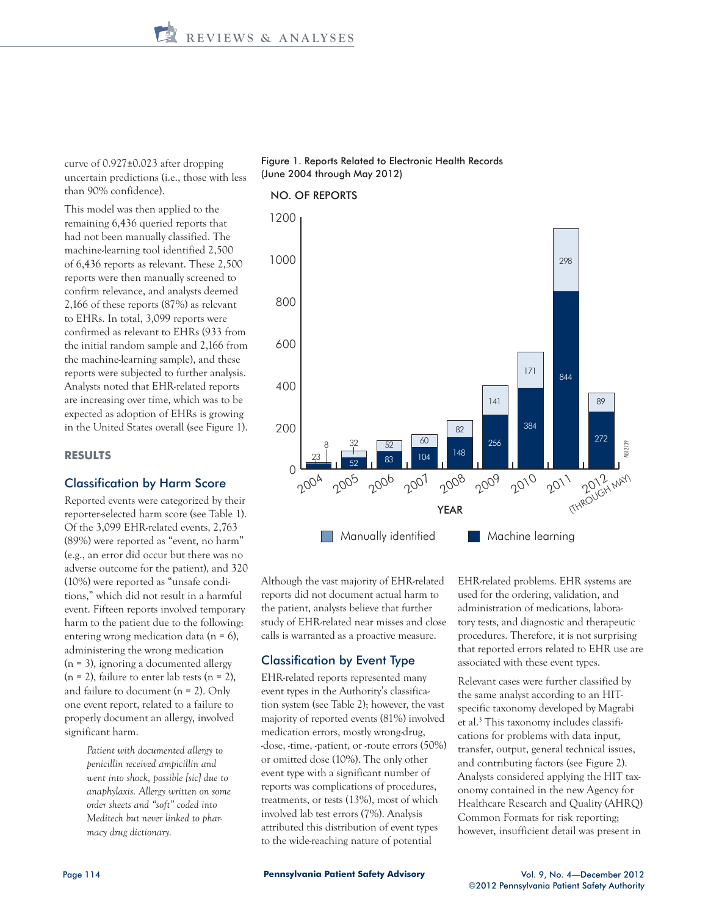curve of 0.927±0.023 after dropping uncertain predictions (i.e., those with less than 90% confidence).

This model was then applied to the remaining 6,436 queried reports that had not been manually classified. The machine-learning tool identified 2,500 of 6,436 reports as relevant. These 2,500 reports were then manually screened to confirm relevance, and analysts deemed 2,166 of these reports (87%) as relevant to EHRs. In total, 3,099 reports were confirmed as relevant to EHRs (933 from the initial random sample and 2,166 from the machine-learning sample), and these reports were subjected to further analysis. Analysts noted that EHR-related reports are increasing over time, which was to be expected as adoption of EHRs is growing in the United States overall (see Figure 1).

Figure 1. Reports Related to Electronic Health Records (June 2004 through May 2012)

| Year | Machine learning | Manually identified |
|---|---|---|
| 2004 | 23 | 8 |
| 2005 | 52 | 32 |
| 2006 | 83 | 52 |
| 2007 | 104 | 60 |
| 2008 | 148 | 82 |
| 2009 | 256 | 141 |
| 2010 | 384 | 171 |
| 2011 | 844 | 298 |
| 2012 (through May) | 272 | 89 |

## RESULTS

### Classification by Harm Score

Reported events were categorized by their reporter-selected harm score (see Table 1). Of the 3,099 EHR-related events, 2,763 (89%) were reported as "event, no harm" (e.g., an error did occur but there was no adverse outcome for the patient), and 320 (10%) were reported as "unsafe conditions," which did not result in a harmful event. Fifteen reports involved temporary harm to the patient due to the following: entering wrong medication data (n = 6), administering the wrong medication (n = 3), ignoring a documented allergy (n = 2), failure to enter lab tests (n = 2), and failure to document (n = 2). Only one event report, related to a failure to properly document an allergy, involved significant harm.

> *Patient with documented allergy to penicillin received ampicillin and went into shock, possible [sic] due to anaphylaxis. Allergy written on some order sheets and "soft" coded into Meditech but never linked to pharmacy drug dictionary.*

Although the vast majority of EHR-related reports did not document actual harm to the patient, analysts believe that further study of EHR-related near misses and close calls is warranted as a proactive measure.

### Classification by Event Type

EHR-related reports represented many event types in the Authority's classification system (see Table 2); however, the vast majority of reported events (81%) involved medication errors, mostly wrong-drug, -dose, -time, -patient, or -route errors (50%) or omitted dose (10%). The only other event type with a significant number of reports was complications of procedures, treatments, or tests (13%), most of which involved lab test errors (7%). Analysis attributed this distribution of event types to the wide-reaching nature of potential EHR-related problems. EHR systems are used for the ordering, validation, and administration of medications, laboratory tests, and diagnostic and therapeutic procedures. Therefore, it is not surprising that reported errors related to EHR use are associated with these event types.

Relevant cases were further classified by the same analyst according to an HIT-specific taxonomy developed by Magrabi et al.[3] This taxonomy includes classifications for problems with data input, transfer, output, general technical issues, and contributing factors (see Figure 2). Analysts considered applying the HIT taxonomy contained in the new Agency for Healthcare Research and Quality (AHRQ) Common Formats for risk reporting; however, insufficient detail was present in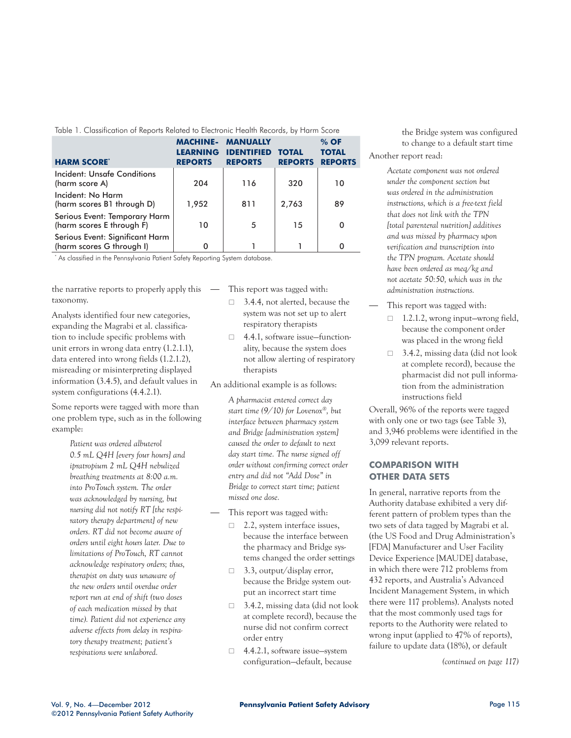Table 1. Classification of Reports Related to Electronic Health Records, by Harm Score

| HARM SCORE* | MACHINE-LEARNING REPORTS | MANUALLY IDENTIFIED REPORTS | TOTAL REPORTS | % OF TOTAL REPORTS |
|---|---|---|---|---|
| Incident: Unsafe Conditions (harm score A) | 204 | 116 | 320 | 10 |
| Incident: No Harm (harm scores B1 through D) | 1,952 | 811 | 2,763 | 89 |
| Serious Event: Temporary Harm (harm scores E through F) | 10 | 5 | 15 | 0 |
| Serious Event: Significant Harm (harm scores G through I) | 0 | 1 | 1 | 0 |

* As classified in the Pennsylvania Patient Safety Reporting System database.

the narrative reports to properly apply this taxonomy.

Analysts identified four new categories, expanding the Magrabi et al. classification to include specific problems with unit errors in wrong data entry (1.2.1.1), data entered into wrong fields (1.2.1.2), misreading or misinterpreting displayed information (3.4.5), and default values in system configurations (4.4.2.1).

Some reports were tagged with more than one problem type, such as in the following example:

> *Patient was ordered albuterol 0.5 mL Q4H [every four hours] and ipratropium 2 mL Q4H nebulized breathing treatments at 8:00 a.m. into ProTouch system. The order was acknowledged by nursing, but nursing did not notify RT [the respiratory therapy department] of new orders. RT did not become aware of orders until eight hours later. Due to limitations of ProTouch, RT cannot acknowledge respiratory orders; thus, therapist on duty was unaware of the new orders until overdue order report run at end of shift (two doses of each medication missed by that time). Patient did not experience any adverse effects from delay in respiratory therapy treatment; patient's respirations were unlabored.*

— This report was tagged with:
  - 3.4.4, not alerted, because the system was not set up to alert respiratory therapists
  - 4.4.1, software issue—functionality, because the system does not allow alerting of respiratory therapists

An additional example is as follows:

> *A pharmacist entered correct day start time (9/10) for Lovenox®, but interface between pharmacy system and Bridge [administration system] caused the order to default to next day start time. The nurse signed off order without confirming correct order entry and did not "Add Dose" in Bridge to correct start time; patient missed one dose.*

— This report was tagged with:
  - 2.2, system interface issues, because the interface between the pharmacy and Bridge systems changed the order settings
  - 3.3, output/display error, because the Bridge system output an incorrect start time
  - 3.4.2, missing data (did not look at complete record), because the nurse did not confirm correct order entry
  - 4.4.2.1, software issue—system configuration—default, because the Bridge system was configured to change to a default start time

Another report read:

> *Acetate component was not ordered under the component section but was ordered in the administration instructions, which is a free-text field that does not link with the TPN [total parenteral nutrition] additives and was missed by pharmacy upon verification and transcription into the TPN program. Acetate should have been ordered as meq/kg and not acetate 50:50, which was in the administration instructions.*

— This report was tagged with:
  - 1.2.1.2, wrong input—wrong field, because the component order was placed in the wrong field
  - 3.4.2, missing data (did not look at complete record), because the pharmacist did not pull information from the administration instructions field

Overall, 96% of the reports were tagged with only one or two tags (see Table 3), and 3,946 problems were identified in the 3,099 relevant reports.

## COMPARISON WITH OTHER DATA SETS

In general, narrative reports from the Authority database exhibited a very different pattern of problem types than the two sets of data tagged by Magrabi et al. (the US Food and Drug Administration's [FDA] Manufacturer and User Facility Device Experience [MAUDE] database, in which there were 712 problems from 432 reports, and Australia's Advanced Incident Management System, in which there were 117 problems). Analysts noted that the most commonly used tags for reports to the Authority were related to wrong input (applied to 47% of reports), failure to update data (18%), or default

*(continued on page 117)*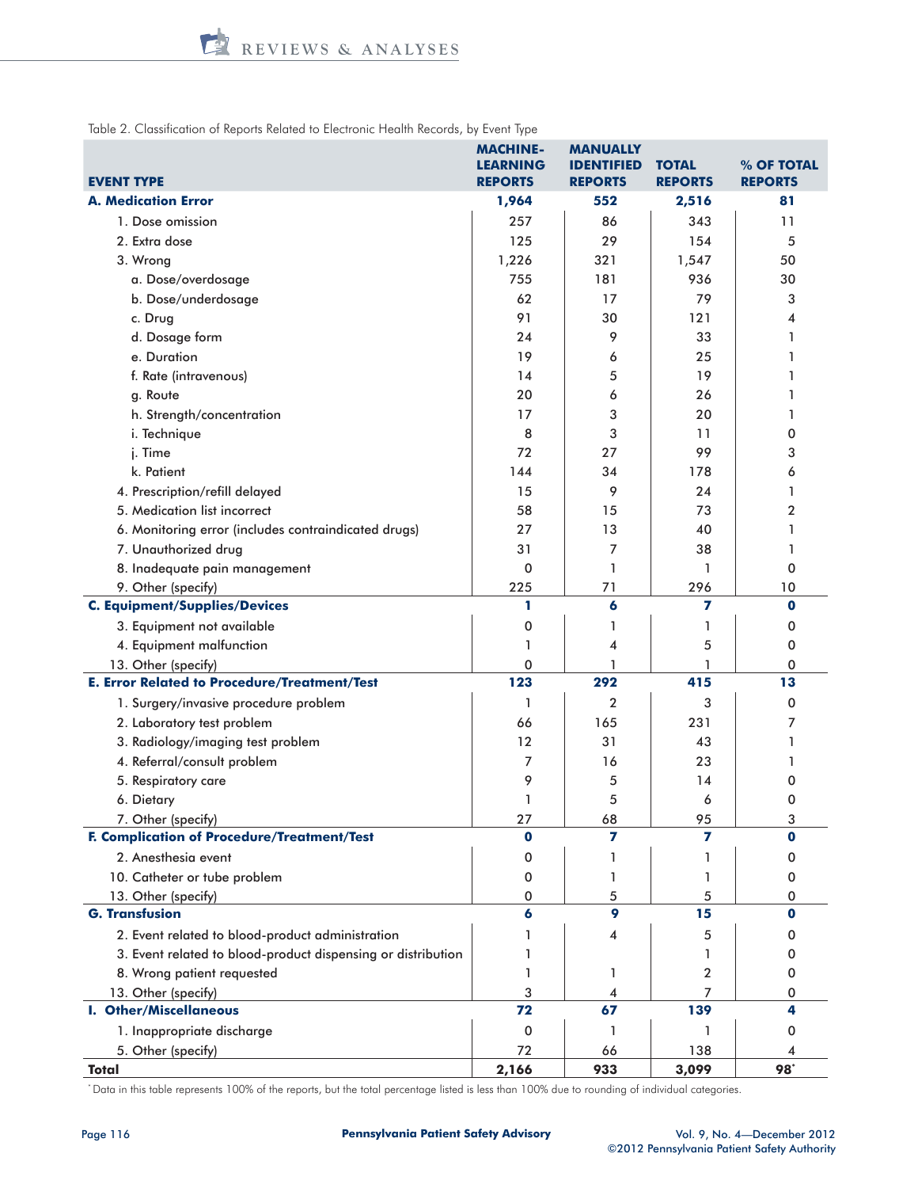Table 2. Classification of Reports Related to Electronic Health Records, by Event Type

| EVENT TYPE | MACHINE-LEARNING REPORTS | MANUALLY IDENTIFIED REPORTS | TOTAL REPORTS | % OF TOTAL REPORTS |
|---|---|---|---|---|
| **A. Medication Error** | **1,964** | **552** | **2,516** | **81** |
| 1. Dose omission | 257 | 86 | 343 | 11 |
| 2. Extra dose | 125 | 29 | 154 | 5 |
| 3. Wrong | 1,226 | 321 | 1,547 | 50 |
| a. Dose/overdosage | 755 | 181 | 936 | 30 |
| b. Dose/underdosage | 62 | 17 | 79 | 3 |
| c. Drug | 91 | 30 | 121 | 4 |
| d. Dosage form | 24 | 9 | 33 | 1 |
| e. Duration | 19 | 6 | 25 | 1 |
| f. Rate (intravenous) | 14 | 5 | 19 | 1 |
| g. Route | 20 | 6 | 26 | 1 |
| h. Strength/concentration | 17 | 3 | 20 | 1 |
| i. Technique | 8 | 3 | 11 | 0 |
| j. Time | 72 | 27 | 99 | 3 |
| k. Patient | 144 | 34 | 178 | 6 |
| 4. Prescription/refill delayed | 15 | 9 | 24 | 1 |
| 5. Medication list incorrect | 58 | 15 | 73 | 2 |
| 6. Monitoring error (includes contraindicated drugs) | 27 | 13 | 40 | 1 |
| 7. Unauthorized drug | 31 | 7 | 38 | 1 |
| 8. Inadequate pain management | 0 | 1 | 1 | 0 |
| 9. Other (specify) | 225 | 71 | 296 | 10 |
| **C. Equipment/Supplies/Devices** | **1** | **6** | **7** | **0** |
| 3. Equipment not available | 0 | 1 | 1 | 0 |
| 4. Equipment malfunction | 1 | 4 | 5 | 0 |
| 13. Other (specify) | 0 | 1 | 1 | 0 |
| **E. Error Related to Procedure/Treatment/Test** | **123** | **292** | **415** | **13** |
| 1. Surgery/invasive procedure problem | 1 | 2 | 3 | 0 |
| 2. Laboratory test problem | 66 | 165 | 231 | 7 |
| 3. Radiology/imaging test problem | 12 | 31 | 43 | 1 |
| 4. Referral/consult problem | 7 | 16 | 23 | 1 |
| 5. Respiratory care | 9 | 5 | 14 | 0 |
| 6. Dietary | 1 | 5 | 6 | 0 |
| 7. Other (specify) | 27 | 68 | 95 | 3 |
| **F. Complication of Procedure/Treatment/Test** | **0** | **7** | **7** | **0** |
| 2. Anesthesia event | 0 | 1 | 1 | 0 |
| 10. Catheter or tube problem | 0 | 1 | 1 | 0 |
| 13. Other (specify) | 0 | 5 | 5 | 0 |
| **G. Transfusion** | **6** | **9** | **15** | **0** |
| 2. Event related to blood-product administration | 1 | 4 | 5 | 0 |
| 3. Event related to blood-product dispensing or distribution | 1 | | 1 | 0 |
| 8. Wrong patient requested | 1 | 1 | 2 | 0 |
| 13. Other (specify) | 3 | 4 | 7 | 0 |
| **I. Other/Miscellaneous** | **72** | **67** | **139** | **4** |
| 1. Inappropriate discharge | 0 | 1 | 1 | 0 |
| 5. Other (specify) | 72 | 66 | 138 | 4 |
| **Total** | **2,166** | **933** | **3,099** | **98*** |

* Data in this table represents 100% of the reports, but the total percentage listed is less than 100% due to rounding of individual categories.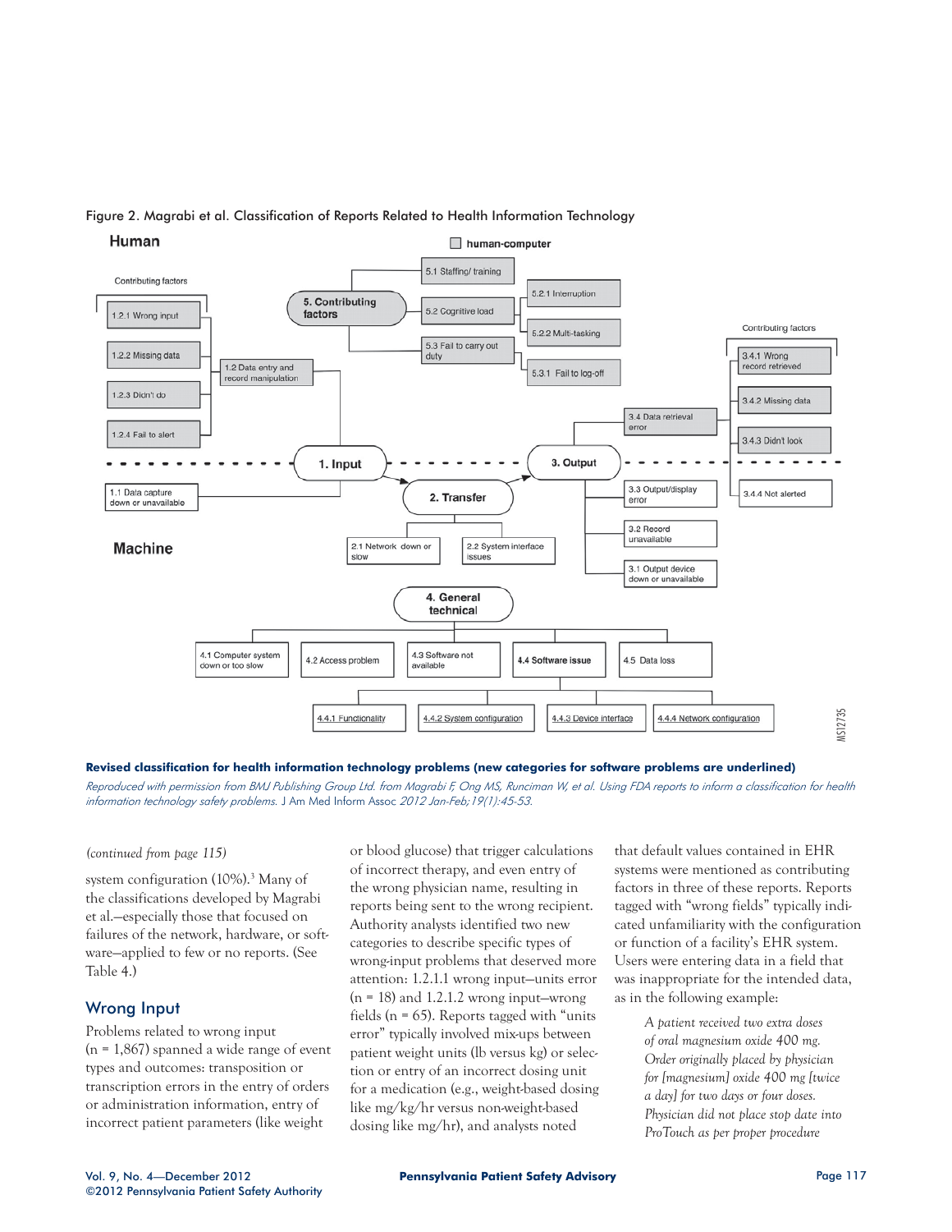Figure 2. Magrabi et al. Classification of Reports Related to Health Information Technology

**Revised classification for health information technology problems (new categories for software problems are underlined)**

*Reproduced with permission from BMJ Publishing Group Ltd. from Magrabi F, Ong MS, Runciman W, et al. Using FDA reports to inform a classification for health information technology safety problems.* J Am Med Inform Assoc *2012 Jan-Feb;19(1):45-53.*

*(continued from page 115)*

system configuration (10%).[3] Many of the classifications developed by Magrabi et al.—especially those that focused on failures of the network, hardware, or software—applied to few or no reports. (See Table 4.)

## Wrong Input

Problems related to wrong input (n = 1,867) spanned a wide range of event types and outcomes: transposition or transcription errors in the entry of orders or administration information, entry of incorrect patient parameters (like weight or blood glucose) that trigger calculations of incorrect therapy, and even entry of the wrong physician name, resulting in reports being sent to the wrong recipient. Authority analysts identified two new categories to describe specific types of wrong-input problems that deserved more attention: 1.2.1.1 wrong input—units error (n = 18) and 1.2.1.2 wrong input—wrong fields (n = 65). Reports tagged with "units error" typically involved mix-ups between patient weight units (lb versus kg) or selection or entry of an incorrect dosing unit for a medication (e.g., weight-based dosing like mg/kg/hr versus non-weight-based dosing like mg/hr), and analysts noted that default values contained in EHR systems were mentioned as contributing factors in three of these reports. Reports tagged with "wrong fields" typically indicated unfamiliarity with the configuration or function of a facility's EHR system. Users were entering data in a field that was inappropriate for the intended data, as in the following example:

> *A patient received two extra doses of oral magnesium oxide 400 mg. Order originally placed by physician for [magnesium] oxide 400 mg [twice a day] for two days or four doses. Physician did not place stop date into ProTouch as per proper procedure*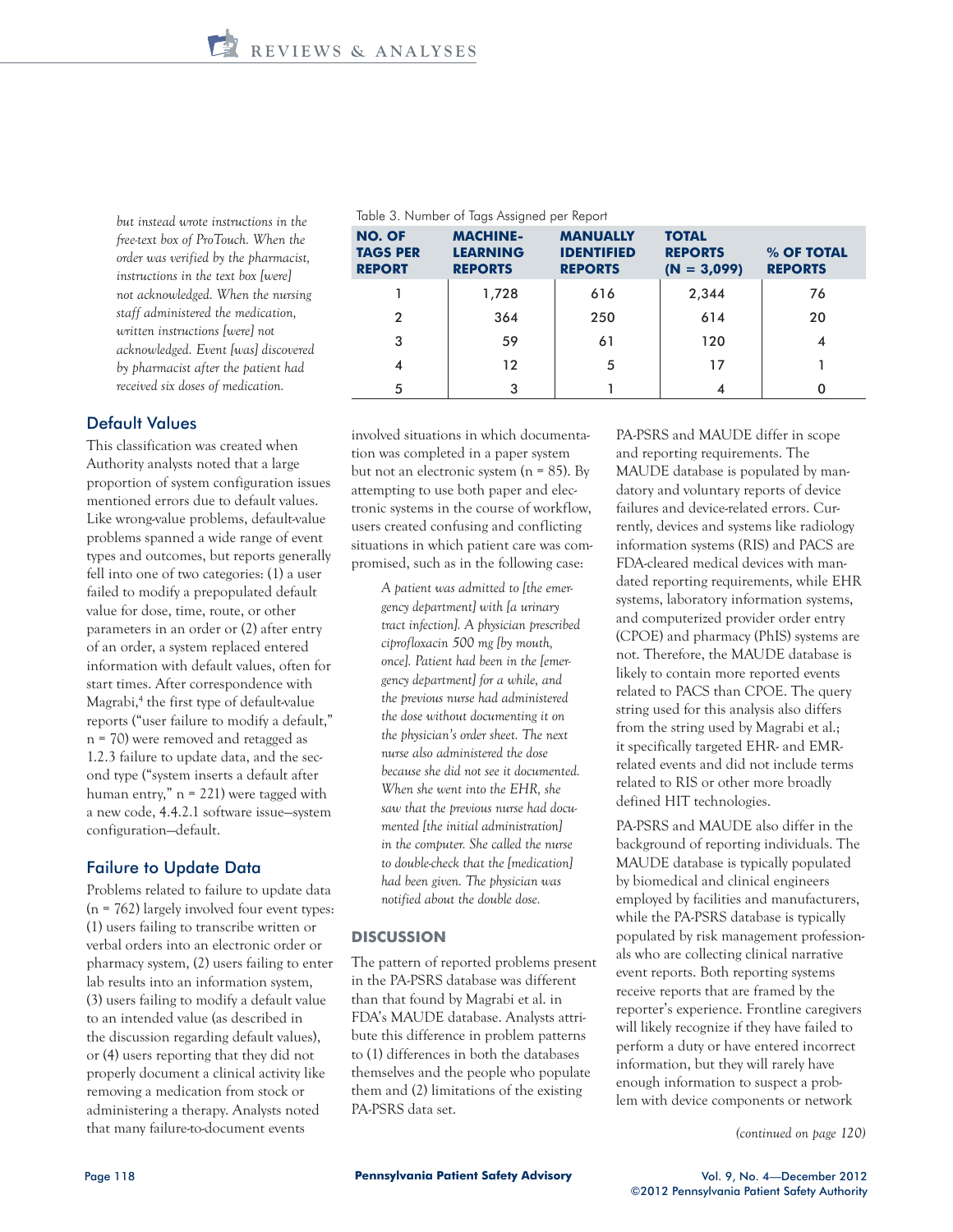*but instead wrote instructions in the free-text box of ProTouch. When the order was verified by the pharmacist, instructions in the text box [were] not acknowledged. When the nursing staff administered the medication, written instructions [were] not acknowledged. Event [was] discovered by pharmacist after the patient had received six doses of medication.*

Table 3. Number of Tags Assigned per Report

| NO. OF TAGS PER REPORT | MACHINE-LEARNING REPORTS | MANUALLY IDENTIFIED REPORTS | TOTAL REPORTS (N = 3,099) | % OF TOTAL REPORTS |
|---|---|---|---|---|
| 1 | 1,728 | 616 | 2,344 | 76 |
| 2 | 364 | 250 | 614 | 20 |
| 3 | 59 | 61 | 120 | 4 |
| 4 | 12 | 5 | 17 | 1 |
| 5 | 3 | 1 | 4 | 0 |

## Default Values

This classification was created when Authority analysts noted that a large proportion of system configuration issues mentioned errors due to default values. Like wrong-value problems, default-value problems spanned a wide range of event types and outcomes, but reports generally fell into one of two categories: (1) a user failed to modify a prepopulated default value for dose, time, route, or other parameters in an order or (2) after entry of an order, a system replaced entered information with default values, often for start times. After correspondence with Magrabi,[4] the first type of default-value reports ("user failure to modify a default," n = 70) were removed and retagged as 1.2.3 failure to update data, and the second type ("system inserts a default after human entry," n = 221) were tagged with a new code, 4.4.2.1 software issue—system configuration—default.

## Failure to Update Data

Problems related to failure to update data (n = 762) largely involved four event types: (1) users failing to transcribe written or verbal orders into an electronic order or pharmacy system, (2) users failing to enter lab results into an information system, (3) users failing to modify a default value to an intended value (as described in the discussion regarding default values), or (4) users reporting that they did not properly document a clinical activity like removing a medication from stock or administering a therapy. Analysts noted that many failure-to-document events involved situations in which documentation was completed in a paper system but not an electronic system (n = 85). By attempting to use both paper and electronic systems in the course of workflow, users created confusing and conflicting situations in which patient care was compromised, such as in the following case:

> *A patient was admitted to [the emergency department] with [a urinary tract infection]. A physician prescribed ciprofloxacin 500 mg [by mouth, once]. Patient had been in the [emergency department] for a while, and the previous nurse had administered the dose without documenting it on the physician's order sheet. The next nurse also administered the dose because she did not see it documented. When she went into the EHR, she saw that the previous nurse had documented [the initial administration] in the computer. She called the nurse to double-check that the [medication] had been given. The physician was notified about the double dose.*

## DISCUSSION

The pattern of reported problems present in the PA-PSRS database was different than that found by Magrabi et al. in FDA's MAUDE database. Analysts attribute this difference in problem patterns to (1) differences in both the databases themselves and the people who populate them and (2) limitations of the existing PA-PSRS data set.

PA-PSRS and MAUDE differ in scope and reporting requirements. The MAUDE database is populated by mandatory and voluntary reports of device failures and device-related errors. Currently, devices and systems like radiology information systems (RIS) and PACS are FDA-cleared medical devices with mandated reporting requirements, while EHR systems, laboratory information systems, and computerized provider order entry (CPOE) and pharmacy (PhIS) systems are not. Therefore, the MAUDE database is likely to contain more reported events related to PACS than CPOE. The query string used for this analysis also differs from the string used by Magrabi et al.; it specifically targeted EHR- and EMR-related events and did not include terms related to RIS or other more broadly defined HIT technologies.

PA-PSRS and MAUDE also differ in the background of reporting individuals. The MAUDE database is typically populated by biomedical and clinical engineers employed by facilities and manufacturers, while the PA-PSRS database is typically populated by risk management professionals who are collecting clinical narrative event reports. Both reporting systems receive reports that are framed by the reporter's experience. Frontline caregivers will likely recognize if they have failed to perform a duty or have entered incorrect information, but they will rarely have enough information to suspect a problem with device components or network

*(continued on page 120)*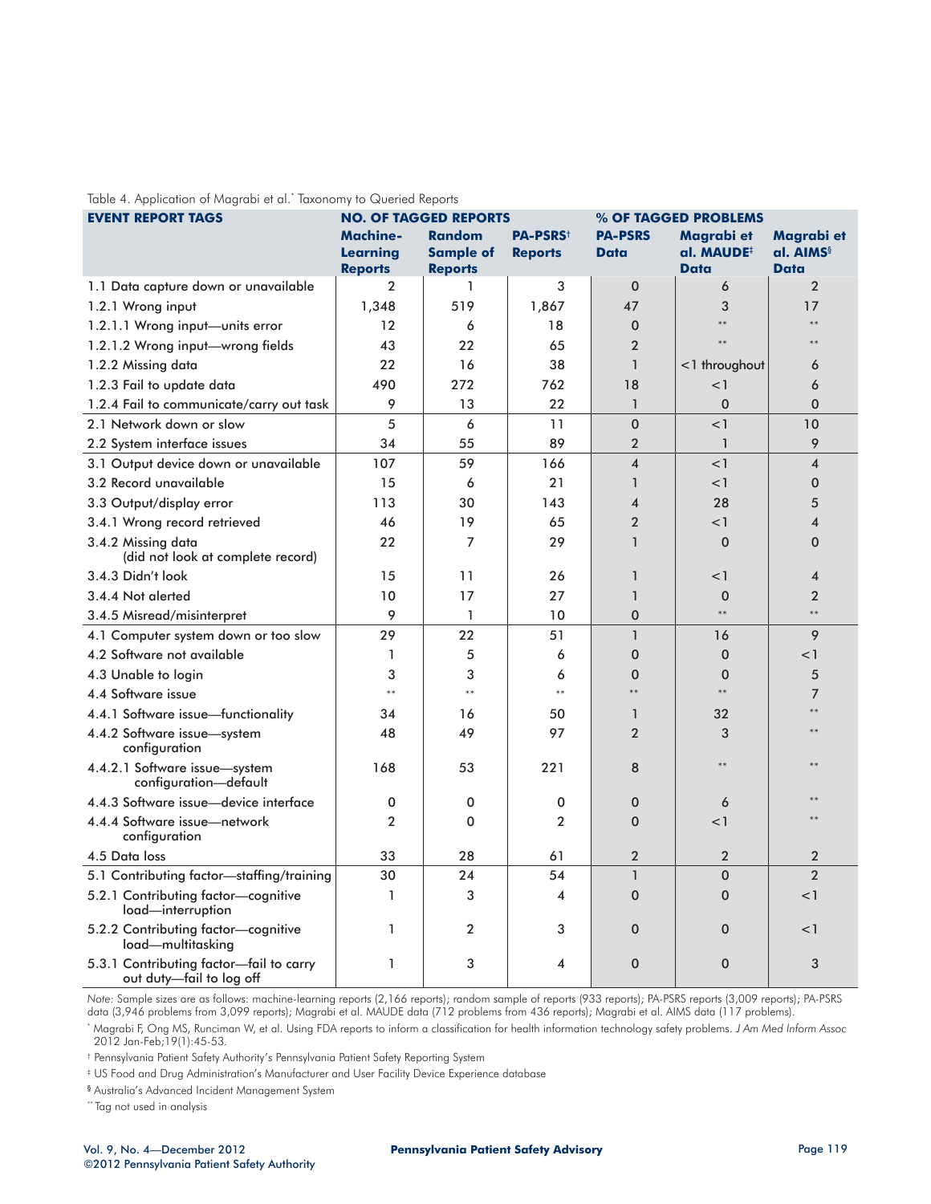Table 4. Application of Magrabi et al.[*] Taxonomy to Queried Reports

| EVENT REPORT TAGS | NO. OF TAGGED REPORTS | | | % OF TAGGED PROBLEMS | | |
|---|---|---|---|---|---|---|
| | Machine-Learning Reports | Random Sample of Reports | PA-PSRS[†] Reports | PA-PSRS Data | Magrabi et al. MAUDE[‡] Data | Magrabi et al. AIMS[§] Data |
| 1.1 Data capture down or unavailable | 2 | 1 | 3 | 0 | 6 | 2 |
| 1.2.1 Wrong input | 1,348 | 519 | 1,867 | 47 | 3 | 17 |
| 1.2.1.1 Wrong input—units error | 12 | 6 | 18 | 0 | ** | ** |
| 1.2.1.2 Wrong input—wrong fields | 43 | 22 | 65 | 2 | ** | ** |
| 1.2.2 Missing data | 22 | 16 | 38 | 1 | <1 throughout | 6 |
| 1.2.3 Fail to update data | 490 | 272 | 762 | 18 | <1 | 6 |
| 1.2.4 Fail to communicate/carry out task | 9 | 13 | 22 | 1 | 0 | 0 |
| 2.1 Network down or slow | 5 | 6 | 11 | 0 | <1 | 10 |
| 2.2 System interface issues | 34 | 55 | 89 | 2 | 1 | 9 |
| 3.1 Output device down or unavailable | 107 | 59 | 166 | 4 | <1 | 4 |
| 3.2 Record unavailable | 15 | 6 | 21 | 1 | <1 | 0 |
| 3.3 Output/display error | 113 | 30 | 143 | 4 | 28 | 5 |
| 3.4.1 Wrong record retrieved | 46 | 19 | 65 | 2 | <1 | 4 |
| 3.4.2 Missing data (did not look at complete record) | 22 | 7 | 29 | 1 | 0 | 0 |
| 3.4.3 Didn't look | 15 | 11 | 26 | 1 | <1 | 4 |
| 3.4.4 Not alerted | 10 | 17 | 27 | 1 | 0 | 2 |
| 3.4.5 Misread/misinterpret | 9 | 1 | 10 | 0 | ** | ** |
| 4.1 Computer system down or too slow | 29 | 22 | 51 | 1 | 16 | 9 |
| 4.2 Software not available | 1 | 5 | 6 | 0 | 0 | <1 |
| 4.3 Unable to login | 3 | 3 | 6 | 0 | 0 | 5 |
| 4.4 Software issue | ** | ** | ** | ** | ** | 7 |
| 4.4.1 Software issue—functionality | 34 | 16 | 50 | 1 | 32 | ** |
| 4.4.2 Software issue—system configuration | 48 | 49 | 97 | 2 | 3 | ** |
| 4.4.2.1 Software issue—system configuration—default | 168 | 53 | 221 | 8 | ** | ** |
| 4.4.3 Software issue—device interface | 0 | 0 | 0 | 0 | 6 | ** |
| 4.4.4 Software issue—network configuration | 2 | 0 | 2 | 0 | <1 | ** |
| 4.5 Data loss | 33 | 28 | 61 | 2 | 2 | 2 |
| 5.1 Contributing factor—staffing/training | 30 | 24 | 54 | 1 | 0 | 2 |
| 5.2.1 Contributing factor—cognitive load—interruption | 1 | 3 | 4 | 0 | 0 | <1 |
| 5.2.2 Contributing factor—cognitive load—multitasking | 1 | 2 | 3 | 0 | 0 | <1 |
| 5.3.1 Contributing factor—fail to carry out duty—fail to log off | 1 | 3 | 4 | 0 | 0 | 3 |

*Note:* Sample sizes are as follows: machine-learning reports (2,166 reports); random sample of reports (933 reports); PA-PSRS reports (3,009 reports); PA-PSRS data (3,946 problems from 3,099 reports); Magrabi et al. MAUDE data (712 problems from 436 reports); Magrabi et al. AIMS data (117 problems).

[*] Magrabi F, Ong MS, Runciman W, et al. Using FDA reports to inform a classification for health information technology safety problems. *J Am Med Inform Assoc* 2012 Jan-Feb;19(1):45-53.

[†] Pennsylvania Patient Safety Authority's Pennsylvania Patient Safety Reporting System

[‡] US Food and Drug Administration's Manufacturer and User Facility Device Experience database

[§] Australia's Advanced Incident Management System

[**] Tag not used in analysis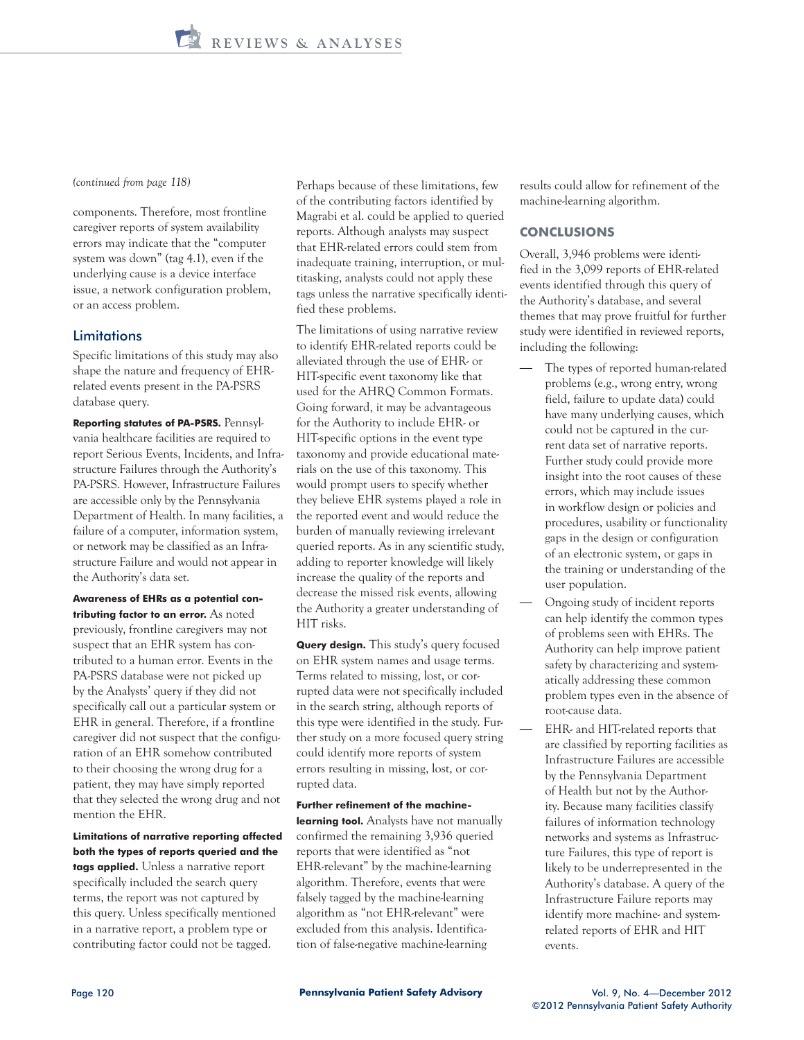*(continued from page 118)*

components. Therefore, most frontline caregiver reports of system availability errors may indicate that the "computer system was down" (tag 4.1), even if the underlying cause is a device interface issue, a network configuration problem, or an access problem.

## Limitations

Specific limitations of this study may also shape the nature and frequency of EHR-related events present in the PA-PSRS database query.

**Reporting statutes of PA-PSRS.** Pennsylvania healthcare facilities are required to report Serious Events, Incidents, and Infrastructure Failures through the Authority's PA-PSRS. However, Infrastructure Failures are accessible only by the Pennsylvania Department of Health. In many facilities, a failure of a computer, information system, or network may be classified as an Infrastructure Failure and would not appear in the Authority's data set.

**Awareness of EHRs as a potential contributing factor to an error.** As noted previously, frontline caregivers may not suspect that an EHR system has contributed to a human error. Events in the PA-PSRS database were not picked up by the Analysts' query if they did not specifically call out a particular system or EHR in general. Therefore, if a frontline caregiver did not suspect that the configuration of an EHR somehow contributed to their choosing the wrong drug for a patient, they may have simply reported that they selected the wrong drug and not mention the EHR.

**Limitations of narrative reporting affected both the types of reports queried and the tags applied.** Unless a narrative report specifically included the search query terms, the report was not captured by this query. Unless specifically mentioned in a narrative report, a problem type or contributing factor could not be tagged. Perhaps because of these limitations, few of the contributing factors identified by Magrabi et al. could be applied to queried reports. Although analysts may suspect that EHR-related errors could stem from inadequate training, interruption, or multitasking, analysts could not apply these tags unless the narrative specifically identified these problems.

The limitations of using narrative review to identify EHR-related reports could be alleviated through the use of EHR- or HIT-specific event taxonomy like that used for the AHRQ Common Formats. Going forward, it may be advantageous for the Authority to include EHR- or HIT-specific options in the event type taxonomy and provide educational materials on the use of this taxonomy. This would prompt users to specify whether they believe EHR systems played a role in the reported event and would reduce the burden of manually reviewing irrelevant queried reports. As in any scientific study, adding to reporter knowledge will likely increase the quality of the reports and decrease the missed risk events, allowing the Authority a greater understanding of HIT risks.

**Query design.** This study's query focused on EHR system names and usage terms. Terms related to missing, lost, or corrupted data were not specifically included in the search string, although reports of this type were identified in the study. Further study on a more focused query string could identify more reports of system errors resulting in missing, lost, or corrupted data.

**Further refinement of the machine-learning tool.** Analysts have not manually confirmed the remaining 3,936 queried reports that were identified as "not EHR-relevant" by the machine-learning algorithm. Therefore, events that were falsely tagged by the machine-learning algorithm as "not EHR-relevant" were excluded from this analysis. Identification of false-negative machine-learning results could allow for refinement of the machine-learning algorithm.

## CONCLUSIONS

Overall, 3,946 problems were identified in the 3,099 reports of EHR-related events identified through this query of the Authority's database, and several themes that may prove fruitful for further study were identified in reviewed reports, including the following:

- The types of reported human-related problems (e.g., wrong entry, wrong field, failure to update data) could have many underlying causes, which could not be captured in the current data set of narrative reports. Further study could provide more insight into the root causes of these errors, which may include issues in workflow design or policies and procedures, usability or functionality gaps in the design or configuration of an electronic system, or gaps in the training or understanding of the user population.
- Ongoing study of incident reports can help identify the common types of problems seen with EHRs. The Authority can help improve patient safety by characterizing and systematically addressing these common problem types even in the absence of root-cause data.
- EHR- and HIT-related reports that are classified by reporting facilities as Infrastructure Failures are accessible by the Pennsylvania Department of Health but not by the Authority. Because many facilities classify failures of information technology networks and systems as Infrastructure Failures, this type of report is likely to be underrepresented in the Authority's database. A query of the Infrastructure Failure reports may identify more machine- and system-related reports of EHR and HIT events.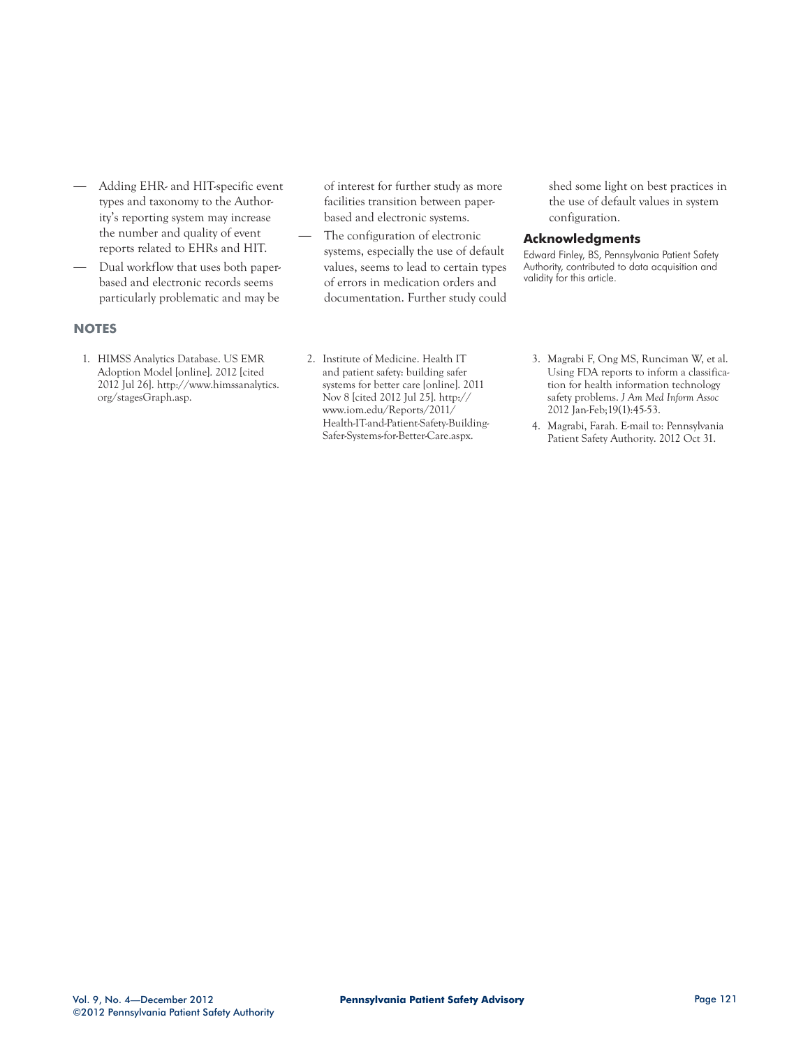- Adding EHR- and HIT-specific event types and taxonomy to the Authority's reporting system may increase the number and quality of event reports related to EHRs and HIT.
- Dual workflow that uses both paper-based and electronic records seems particularly problematic and may be of interest for further study as more facilities transition between paper-based and electronic systems.
- The configuration of electronic systems, especially the use of default values, seems to lead to certain types of errors in medication orders and documentation. Further study could shed some light on best practices in the use of default values in system configuration.

## Acknowledgments

Edward Finley, BS, Pennsylvania Patient Safety Authority, contributed to data acquisition and validity for this article.

## NOTES

1. HIMSS Analytics Database. US EMR Adoption Model [online]. 2012 [cited 2012 Jul 26]. http://www.himssanalytics.org/stagesGraph.asp.
2. Institute of Medicine. Health IT and patient safety: building safer systems for better care [online]. 2011 Nov 8 [cited 2012 Jul 25]. http://www.iom.edu/Reports/2011/Health-IT-and-Patient-Safety-Building-Safer-Systems-for-Better-Care.aspx.
3. Magrabi F, Ong MS, Runciman W, et al. Using FDA reports to inform a classification for health information technology safety problems. *J Am Med Inform Assoc* 2012 Jan-Feb;19(1):45-53.
4. Magrabi, Farah. E-mail to: Pennsylvania Patient Safety Authority. 2012 Oct 31.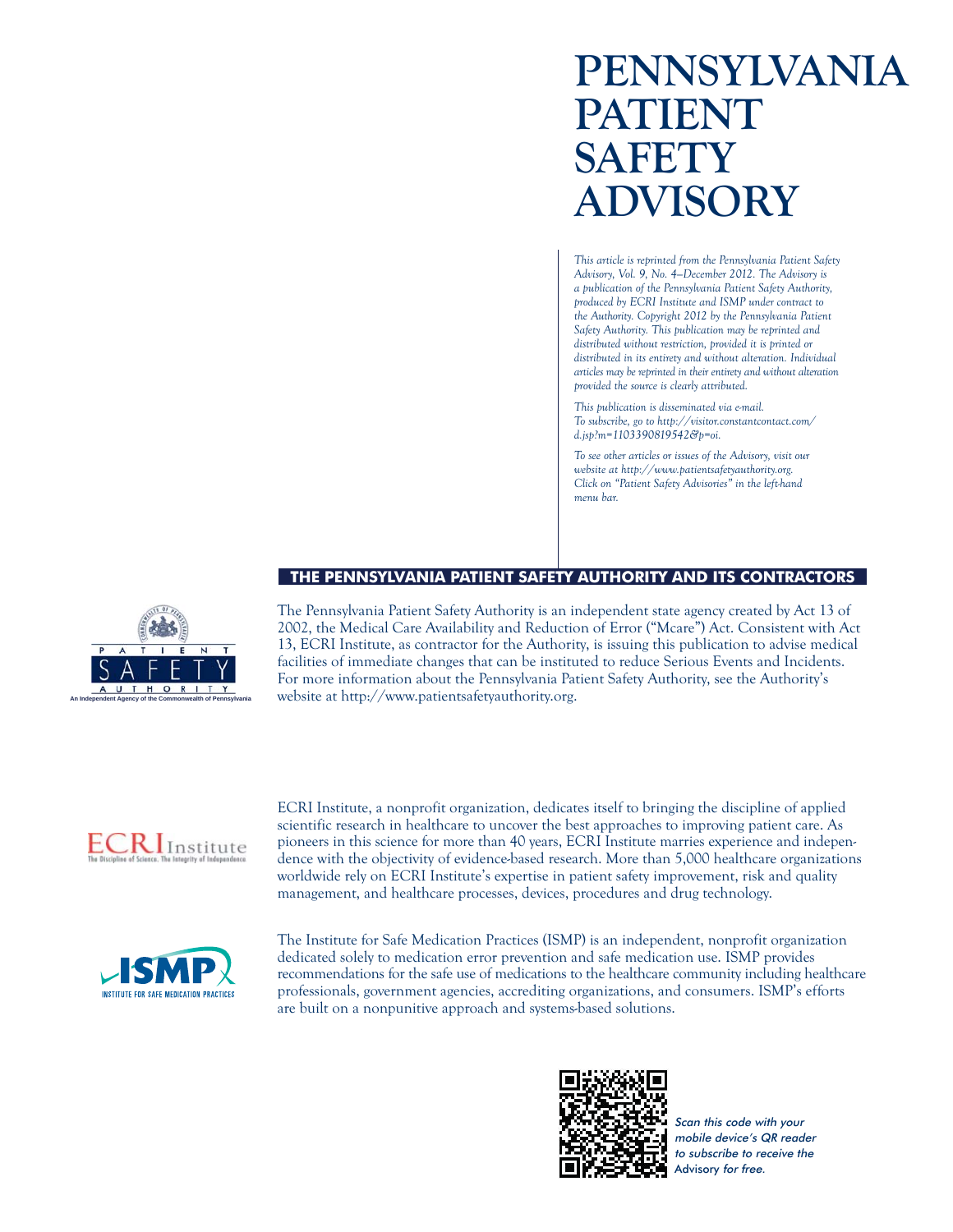# PENNSYLVANIA PATIENT SAFETY ADVISORY

*This article is reprinted from the Pennsylvania Patient Safety Advisory, Vol. 9, No. 4—December 2012. The Advisory is a publication of the Pennsylvania Patient Safety Authority, produced by ECRI Institute and ISMP under contract to the Authority. Copyright 2012 by the Pennsylvania Patient Safety Authority. This publication may be reprinted and distributed without restriction, provided it is printed or distributed in its entirety and without alteration. Individual articles may be reprinted in their entirety and without alteration provided the source is clearly attributed.*

*This publication is disseminated via e-mail. To subscribe, go to http://visitor.constantcontact.com/d.jsp?m=1103390819542&p=oi.*

*To see other articles or issues of the Advisory, visit our website at http://www.patientsafetyauthority.org. Click on "Patient Safety Advisories" in the left-hand menu bar.*

## THE PENNSYLVANIA PATIENT SAFETY AUTHORITY AND ITS CONTRACTORS

PATIENT SAFETY AUTHORITY
An Independent Agency of the Commonwealth of Pennsylvania

The Pennsylvania Patient Safety Authority is an independent state agency created by Act 13 of 2002, the Medical Care Availability and Reduction of Error ("Mcare") Act. Consistent with Act 13, ECRI Institute, as contractor for the Authority, is issuing this publication to advise medical facilities of immediate changes that can be instituted to reduce Serious Events and Incidents. For more information about the Pennsylvania Patient Safety Authority, see the Authority's website at http://www.patientsafetyauthority.org.

ECRI Institute
The Discipline of Science. The Integrity of Independence

ECRI Institute, a nonprofit organization, dedicates itself to bringing the discipline of applied scientific research in healthcare to uncover the best approaches to improving patient care. As pioneers in this science for more than 40 years, ECRI Institute marries experience and independence with the objectivity of evidence-based research. More than 5,000 healthcare organizations worldwide rely on ECRI Institute's expertise in patient safety improvement, risk and quality management, and healthcare processes, devices, procedures and drug technology.

ISMP
INSTITUTE FOR SAFE MEDICATION PRACTICES

The Institute for Safe Medication Practices (ISMP) is an independent, nonprofit organization dedicated solely to medication error prevention and safe medication use. ISMP provides recommendations for the safe use of medications to the healthcare community including healthcare professionals, government agencies, accrediting organizations, and consumers. ISMP's efforts are built on a nonpunitive approach and systems-based solutions.

*Scan this code with your mobile device's QR reader to subscribe to receive the Advisory for free.*